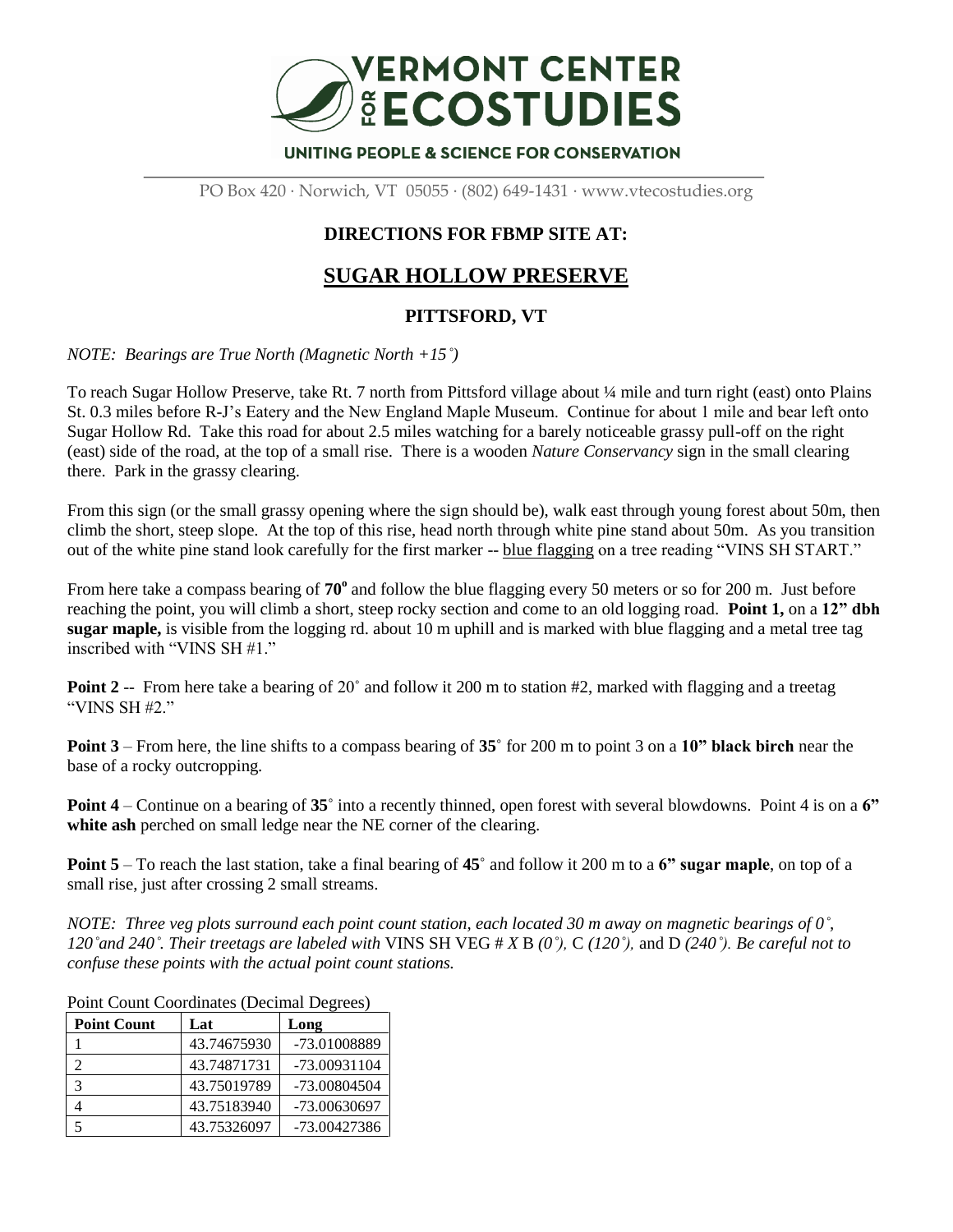# VERMONT CENTER FOR ECOSTUDIES

UNITING PEOPLE & SCIENCE FOR CONSERVATION

PO Box 420 · Norwich, VT 05055 · (802) 649-1431 · www.vtecostudies.org

## DIRECTIONS FOR FBMP SITE AT:

# SUGAR HOLLOW PRESERVE

## PITTSFORD, VT

*NOTE: Bearings are True North (Magnetic North +15˚)*

To reach Sugar Hollow Preserve, take Rt. 7 north from Pittsford village about ¼ mile and turn right (east) onto Plains St. 0.3 miles before R-J's Eatery and the New England Maple Museum. Continue for about 1 mile and bear left onto Sugar Hollow Rd. Take this road for about 2.5 miles watching for a barely noticeable grassy pull-off on the right (east) side of the road, at the top of a small rise. There is a wooden *Nature Conservancy* sign in the small clearing there. Park in the grassy clearing.

From this sign (or the small grassy opening where the sign should be), walk east through young forest about 50m, then climb the short, steep slope. At the top of this rise, head north through white pine stand about 50m. As you transition out of the white pine stand look carefully for the first marker -- blue flagging on a tree reading "VINS SH START."

From here take a compass bearing of **70°** and follow the blue flagging every 50 meters or so for 200 m. Just before reaching the point, you will climb a short, steep rocky section and come to an old logging road. **Point 1,** on a **12" dbh sugar maple,** is visible from the logging rd. about 10 m uphill and is marked with blue flagging and a metal tree tag inscribed with "VINS SH #1."

**Point 2** -- From here take a bearing of 20˚ and follow it 200 m to station #2, marked with flagging and a treetag "VINS SH #2."

**Point 3** – From here, the line shifts to a compass bearing of **35**˚ for 200 m to point 3 on a **10" black birch** near the base of a rocky outcropping.

**Point 4** – Continue on a bearing of **35**˚ into a recently thinned, open forest with several blowdowns. Point 4 is on a **6" white ash** perched on small ledge near the NE corner of the clearing.

**Point 5** – To reach the last station, take a final bearing of **45**˚ and follow it 200 m to a **6" sugar maple**, on top of a small rise, just after crossing 2 small streams.

*NOTE: Three veg plots surround each point count station, each located 30 m away on magnetic bearings of 0˚, 120˚and 240˚. Their treetags are labeled with* VINS SH VEG # *X* B *(0˚),* C *(120˚),* and D *(240˚). Be careful not to confuse these points with the actual point count stations.*

Point Count Coordinates (Decimal Degrees)

| Point Count | Lat | Long |
|---|---|---|
| 1 | 43.74675930 | -73.01008889 |
| 2 | 43.74871731 | -73.00931104 |
| 3 | 43.75019789 | -73.00804504 |
| 4 | 43.75183940 | -73.00630697 |
| 5 | 43.75326097 | -73.00427386 |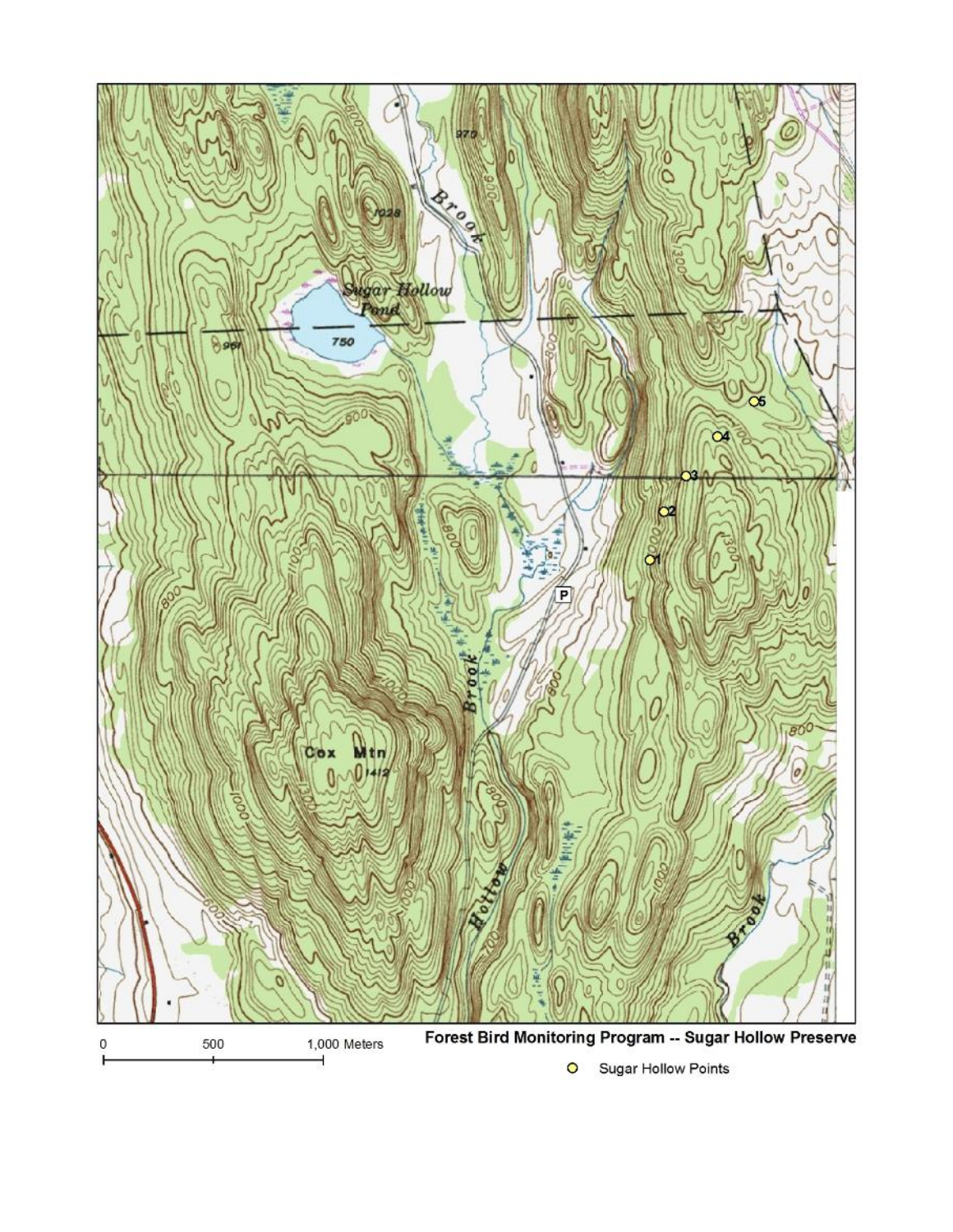Forest Bird Monitoring Program -- Sugar Hollow Preserve

Sugar Hollow Points

0 500 1,000 Meters